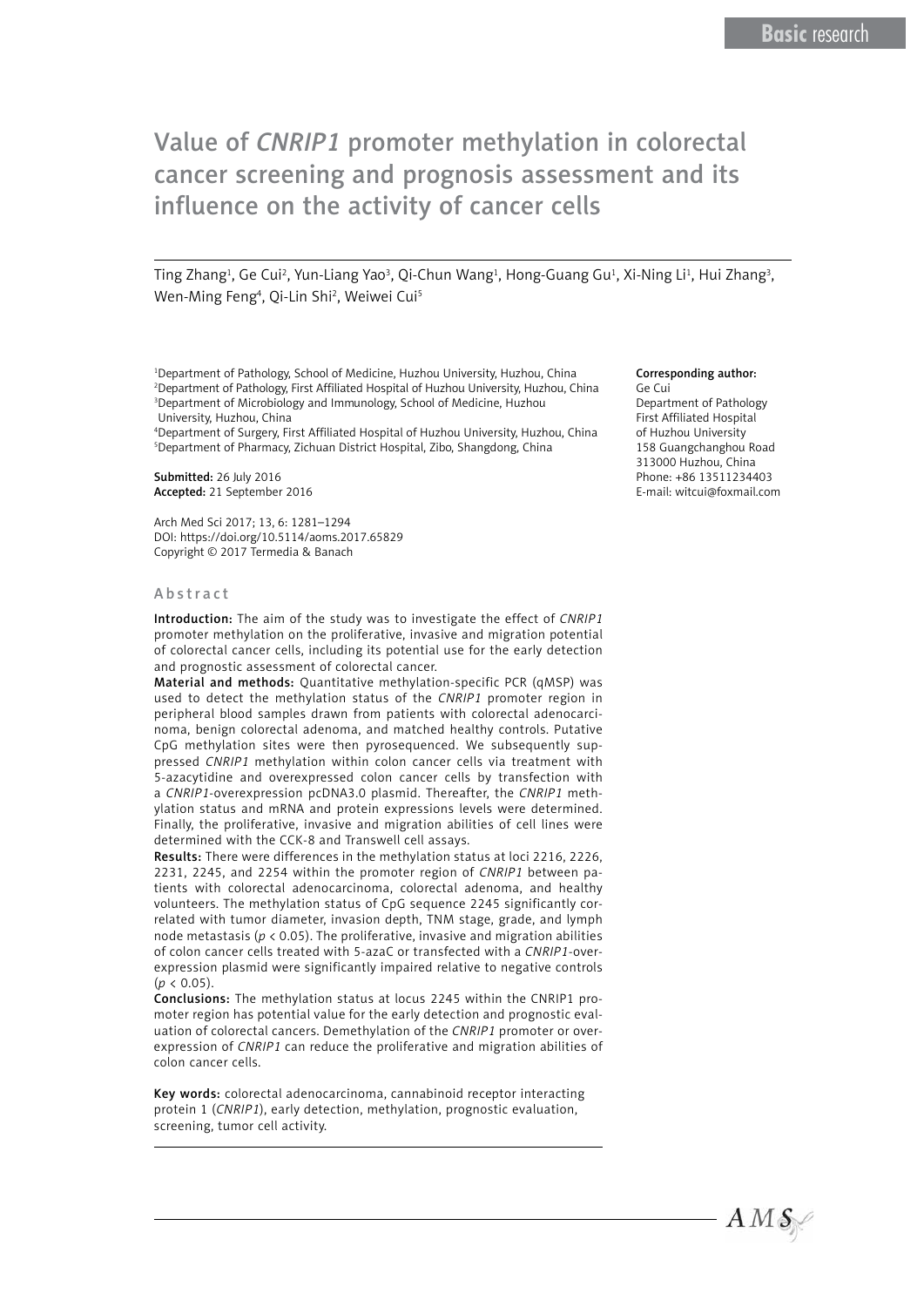# Value of *CNRIP1* promoter methylation in colorectal cancer screening and prognosis assessment and its influence on the activity of cancer cells

Ting Zhang[1], Ge Cui[2], Yun-Liang Yao[3], Qi-Chun Wang[1], Hong-Guang Gu[1], Xi-Ning Li[1], Hui Zhang[3], Wen-Ming Feng[4], Qi-Lin Shi[2], Weiwei Cui[5]

[1]Department of Pathology, School of Medicine, Huzhou University, Huzhou, China
[2]Department of Pathology, First Affiliated Hospital of Huzhou University, Huzhou, China
[3]Department of Microbiology and Immunology, School of Medicine, Huzhou University, Huzhou, China
[4]Department of Surgery, First Affiliated Hospital of Huzhou University, Huzhou, China
[5]Department of Pharmacy, Zichuan District Hospital, Zibo, Shangdong, China

**Submitted:** 26 July 2016
**Accepted:** 21 September 2016

Arch Med Sci 2017; 13, 6: 1281–1294
DOI: https://doi.org/10.5114/aoms.2017.65829
Copyright © 2017 Termedia & Banach

**Corresponding author:**
Ge Cui
Department of Pathology
First Affiliated Hospital
of Huzhou University
158 Guangchanghou Road
313000 Huzhou, China
Phone: +86 13511234403
E-mail: witcui@foxmail.com

## Abstract

**Introduction:** The aim of the study was to investigate the effect of *CNRIP1* promoter methylation on the proliferative, invasive and migration potential of colorectal cancer cells, including its potential use for the early detection and prognostic assessment of colorectal cancer.

**Material and methods:** Quantitative methylation-specific PCR (qMSP) was used to detect the methylation status of the *CNRIP1* promoter region in peripheral blood samples drawn from patients with colorectal adenocarcinoma, benign colorectal adenoma, and matched healthy controls. Putative CpG methylation sites were then pyrosequenced. We subsequently suppressed *CNRIP1* methylation within colon cancer cells via treatment with 5-azacytidine and overexpressed colon cancer cells by transfection with a *CNRIP1*-overexpression pcDNA3.0 plasmid. Thereafter, the *CNRIP1* methylation status and mRNA and protein expressions levels were determined. Finally, the proliferative, invasive and migration abilities of cell lines were determined with the CCK-8 and Transwell cell assays.

**Results:** There were differences in the methylation status at loci 2216, 2226, 2231, 2245, and 2254 within the promoter region of *CNRIP1* between patients with colorectal adenocarcinoma, colorectal adenoma, and healthy volunteers. The methylation status of CpG sequence 2245 significantly correlated with tumor diameter, invasion depth, TNM stage, grade, and lymph node metastasis ($p < 0.05$). The proliferative, invasive and migration abilities of colon cancer cells treated with 5-azaC or transfected with a *CNRIP1*-overexpression plasmid were significantly impaired relative to negative controls ($p < 0.05$).

**Conclusions:** The methylation status at locus 2245 within the CNRIP1 promoter region has potential value for the early detection and prognostic evaluation of colorectal cancers. Demethylation of the *CNRIP1* promoter or overexpression of *CNRIP1* can reduce the proliferative and migration abilities of colon cancer cells.

**Key words:** colorectal adenocarcinoma, cannabinoid receptor interacting protein 1 (*CNRIP1*), early detection, methylation, prognostic evaluation, screening, tumor cell activity.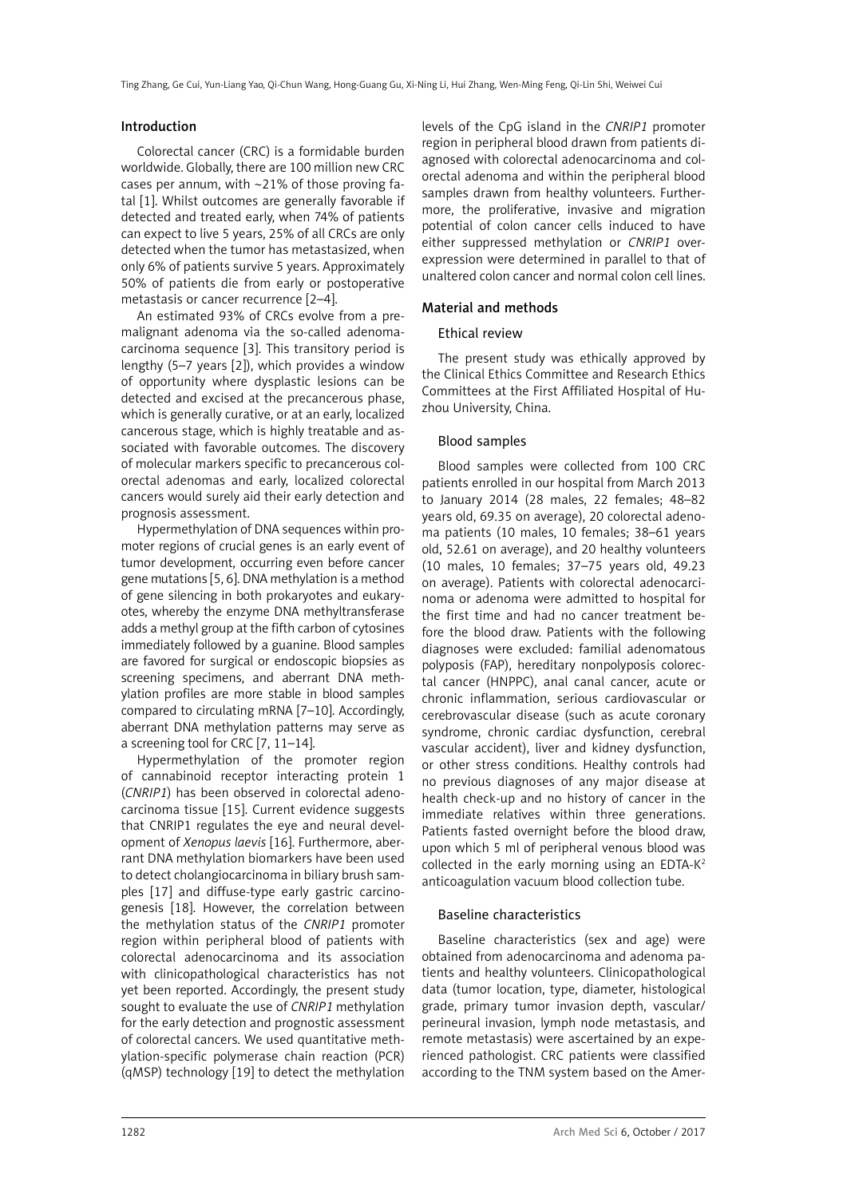## Introduction

Colorectal cancer (CRC) is a formidable burden worldwide. Globally, there are 100 million new CRC cases per annum, with ~21% of those proving fatal [1]. Whilst outcomes are generally favorable if detected and treated early, when 74% of patients can expect to live 5 years, 25% of all CRCs are only detected when the tumor has metastasized, when only 6% of patients survive 5 years. Approximately 50% of patients die from early or postoperative metastasis or cancer recurrence [2–4].

An estimated 93% of CRCs evolve from a premalignant adenoma via the so-called adenoma-carcinoma sequence [3]. This transitory period is lengthy (5–7 years [2]), which provides a window of opportunity where dysplastic lesions can be detected and excised at the precancerous phase, which is generally curative, or at an early, localized cancerous stage, which is highly treatable and associated with favorable outcomes. The discovery of molecular markers specific to precancerous colorectal adenomas and early, localized colorectal cancers would surely aid their early detection and prognosis assessment.

Hypermethylation of DNA sequences within promoter regions of crucial genes is an early event of tumor development, occurring even before cancer gene mutations [5, 6]. DNA methylation is a method of gene silencing in both prokaryotes and eukaryotes, whereby the enzyme DNA methyltransferase adds a methyl group at the fifth carbon of cytosines immediately followed by a guanine. Blood samples are favored for surgical or endoscopic biopsies as screening specimens, and aberrant DNA methylation profiles are more stable in blood samples compared to circulating mRNA [7–10]. Accordingly, aberrant DNA methylation patterns may serve as a screening tool for CRC [7, 11–14].

Hypermethylation of the promoter region of cannabinoid receptor interacting protein 1 (*CNRIP1*) has been observed in colorectal adenocarcinoma tissue [15]. Current evidence suggests that CNRIP1 regulates the eye and neural development of *Xenopus laevis* [16]. Furthermore, aberrant DNA methylation biomarkers have been used to detect cholangiocarcinoma in biliary brush samples [17] and diffuse-type early gastric carcinogenesis [18]. However, the correlation between the methylation status of the *CNRIP1* promoter region within peripheral blood of patients with colorectal adenocarcinoma and its association with clinicopathological characteristics has not yet been reported. Accordingly, the present study sought to evaluate the use of *CNRIP1* methylation for the early detection and prognostic assessment of colorectal cancers. We used quantitative methylation-specific polymerase chain reaction (PCR) (qMSP) technology [19] to detect the methylation levels of the CpG island in the *CNRIP1* promoter region in peripheral blood drawn from patients diagnosed with colorectal adenocarcinoma and colorectal adenoma and within the peripheral blood samples drawn from healthy volunteers. Furthermore, the proliferative, invasive and migration potential of colon cancer cells induced to have either suppressed methylation or *CNRIP1* overexpression were determined in parallel to that of unaltered colon cancer and normal colon cell lines.

## Material and methods

### Ethical review

The present study was ethically approved by the Clinical Ethics Committee and Research Ethics Committees at the First Affiliated Hospital of Huzhou University, China.

### Blood samples

Blood samples were collected from 100 CRC patients enrolled in our hospital from March 2013 to January 2014 (28 males, 22 females; 48–82 years old, 69.35 on average), 20 colorectal adenoma patients (10 males, 10 females; 38–61 years old, 52.61 on average), and 20 healthy volunteers (10 males, 10 females; 37–75 years old, 49.23 on average). Patients with colorectal adenocarcinoma or adenoma were admitted to hospital for the first time and had no cancer treatment before the blood draw. Patients with the following diagnoses were excluded: familial adenomatous polyposis (FAP), hereditary nonpolyposis colorectal cancer (HNPPC), anal canal cancer, acute or chronic inflammation, serious cardiovascular or cerebrovascular disease (such as acute coronary syndrome, chronic cardiac dysfunction, cerebral vascular accident), liver and kidney dysfunction, or other stress conditions. Healthy controls had no previous diagnoses of any major disease at health check-up and no history of cancer in the immediate relatives within three generations. Patients fasted overnight before the blood draw, upon which 5 ml of peripheral venous blood was collected in the early morning using an EDTA-$K^2$ anticoagulation vacuum blood collection tube.

### Baseline characteristics

Baseline characteristics (sex and age) were obtained from adenocarcinoma and adenoma patients and healthy volunteers. Clinicopathological data (tumor location, type, diameter, histological grade, primary tumor invasion depth, vascular/perineural invasion, lymph node metastasis, and remote metastasis) were ascertained by an experienced pathologist. CRC patients were classified according to the TNM system based on the Amer-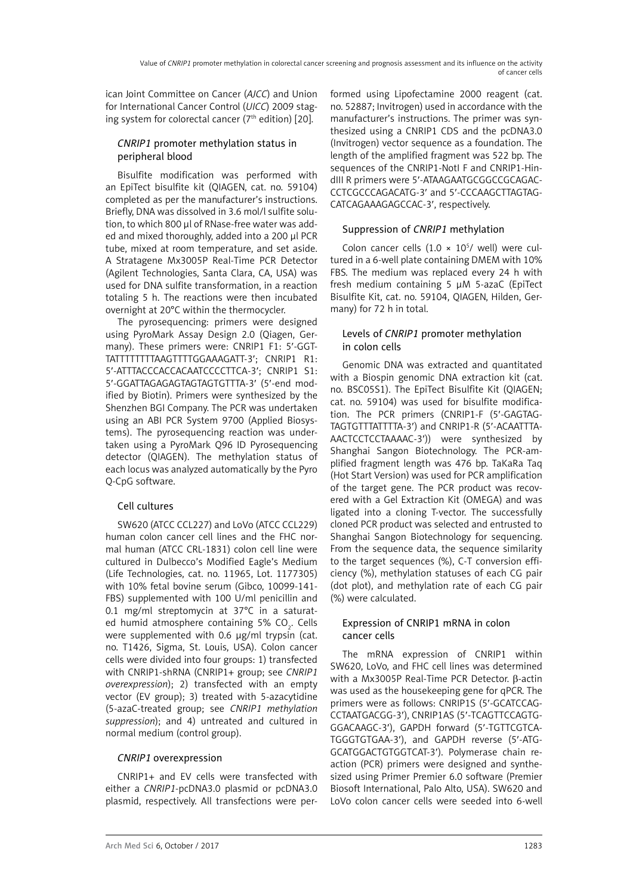ican Joint Committee on Cancer (*AJCC*) and Union for International Cancer Control (*UICC*) 2009 staging system for colorectal cancer (7[th] edition) [20].

### *CNRIP1* promoter methylation status in peripheral blood

Bisulfite modification was performed with an EpiTect bisulfite kit (QIAGEN, cat. no. 59104) completed as per the manufacturer's instructions. Briefly, DNA was dissolved in 3.6 mol/l sulfite solution, to which 800 μl of RNase-free water was added and mixed thoroughly, added into a 200 μl PCR tube, mixed at room temperature, and set aside. A Stratagene Mx3005P Real-Time PCR Detector (Agilent Technologies, Santa Clara, CA, USA) was used for DNA sulfite transformation, in a reaction totaling 5 h. The reactions were then incubated overnight at 20°C within the thermocycler.

The pyrosequencing: primers were designed using PyroMark Assay Design 2.0 (Qiagen, Germany). These primers were: CNRIP1 F1: 5'-GGTTATTTTTTTTAAGTTTTGGAAAGATT-3'; CNRIP1 R1: 5'-ATTTACCCACCACAATCCCCTTCA-3'; CNRIP1 S1: 5'-GGATTAGAGAGTAGTAGTGTTTA-3' (5'-end modified by Biotin). Primers were synthesized by the Shenzhen BGI Company. The PCR was undertaken using an ABI PCR System 9700 (Applied Biosystems). The pyrosequencing reaction was undertaken using a PyroMark Q96 ID Pyrosequencing detector (QIAGEN). The methylation status of each locus was analyzed automatically by the Pyro Q-CpG software.

### Cell cultures

SW620 (ATCC CCL227) and LoVo (ATCC CCL229) human colon cancer cell lines and the FHC normal human (ATCC CRL-1831) colon cell line were cultured in Dulbecco's Modified Eagle's Medium (Life Technologies, cat. no. 11965, Lot. 1177305) with 10% fetal bovine serum (Gibco, 10099-141-FBS) supplemented with 100 U/ml penicillin and 0.1 mg/ml streptomycin at 37°C in a saturated humid atmosphere containing 5% $CO_2$. Cells were supplemented with 0.6 μg/ml trypsin (cat. no. T1426, Sigma, St. Louis, USA). Colon cancer cells were divided into four groups: 1) transfected with CNRIP1-shRNA (CNRIP1+ group; see *CNRIP1 overexpression*); 2) transfected with an empty vector (EV group); 3) treated with 5-azacytidine (5-azaC-treated group; see *CNRIP1 methylation suppression*); and 4) untreated and cultured in normal medium (control group).

### *CNRIP1* overexpression

CNRIP1+ and EV cells were transfected with either a *CNRIP1*-pcDNA3.0 plasmid or pcDNA3.0 plasmid, respectively. All transfections were performed using Lipofectamine 2000 reagent (cat. no. 52887; Invitrogen) used in accordance with the manufacturer's instructions. The primer was synthesized using a CNRIP1 CDS and the pcDNA3.0 (Invitrogen) vector sequence as a foundation. The length of the amplified fragment was 522 bp. The sequences of the CNRIP1-NotI F and CNRIP1-HindIII R primers were 5'-ATAAGAATGCGGCCGCAGACCCTCGCCCAGACATG-3' and 5'-CCCAAGCTTAGTAGCATCAGAAAGAGCCAC-3', respectively.

### Suppression of *CNRIP1* methylation

Colon cancer cells ($1.0 \times 10^5$/ well) were cultured in a 6-well plate containing DMEM with 10% FBS. The medium was replaced every 24 h with fresh medium containing 5 μM 5-azaC (EpiTect Bisulfite Kit, cat. no. 59104, QIAGEN, Hilden, Germany) for 72 h in total.

### Levels of *CNRIP1* promoter methylation in colon cells

Genomic DNA was extracted and quantitated with a Biospin genomic DNA extraction kit (cat. no. BSC05S1). The EpiTect Bisulfite Kit (QIAGEN; cat. no. 59104) was used for bisulfite modification. The PCR primers (CNRIP1-F (5'-GAGTAGTAGTGTTTATTTTA-3') and CNRIP1-R (5'-ACAATTTAAACTCCTCCTAAAAC-3')) were synthesized by Shanghai Sangon Biotechnology. The PCR-amplified fragment length was 476 bp. TaKaRa Taq (Hot Start Version) was used for PCR amplification of the target gene. The PCR product was recovered with a Gel Extraction Kit (OMEGA) and was ligated into a cloning T-vector. The successfully cloned PCR product was selected and entrusted to Shanghai Sangon Biotechnology for sequencing. From the sequence data, the sequence similarity to the target sequences (%), C-T conversion efficiency (%), methylation statuses of each CG pair (dot plot), and methylation rate of each CG pair (%) were calculated.

### Expression of CNRIP1 mRNA in colon cancer cells

The mRNA expression of CNRIP1 within SW620, LoVo, and FHC cell lines was determined with a Mx3005P Real-Time PCR Detector. β-actin was used as the housekeeping gene for qPCR. The primers were as follows: CNRIP1S (5'-GCATCCAGCCTAATGACGG-3'), CNRIP1AS (5'-TCAGTTCCAGTGGGACAAGC-3'), GAPDH forward (5'-TGTTCGTCATGGGTGTGAA-3'), and GAPDH reverse (5'-ATGGCATGGACTGTGGTCAT-3'). Polymerase chain reaction (PCR) primers were designed and synthesized using Primer Premier 6.0 software (Premier Biosoft International, Palo Alto, USA). SW620 and LoVo colon cancer cells were seeded into 6-well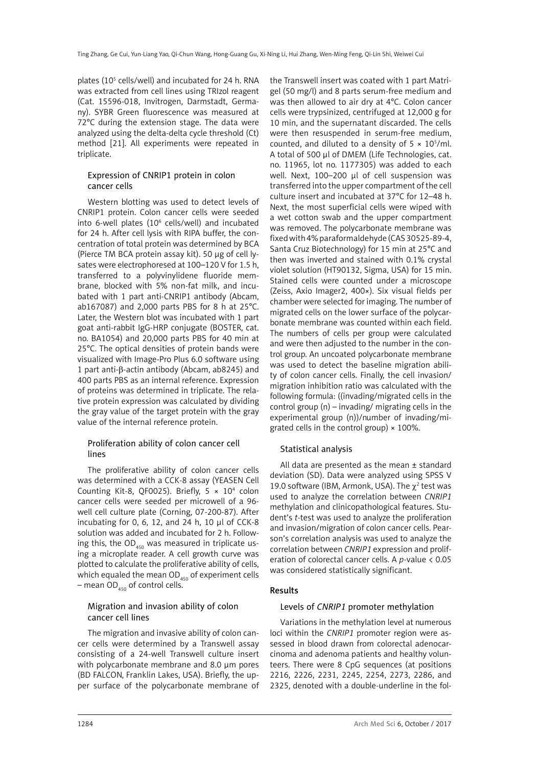plates ($10^5$ cells/well) and incubated for 24 h. RNA was extracted from cell lines using TRIzol reagent (Cat. 15596-018, Invitrogen, Darmstadt, Germany). SYBR Green fluorescence was measured at 72°C during the extension stage. The data were analyzed using the delta-delta cycle threshold (Ct) method [21]. All experiments were repeated in triplicate.

### Expression of CNRIP1 protein in colon cancer cells

Western blotting was used to detect levels of CNRIP1 protein. Colon cancer cells were seeded into 6-well plates ($10^6$ cells/well) and incubated for 24 h. After cell lysis with RIPA buffer, the concentration of total protein was determined by BCA (Pierce TM BCA protein assay kit). 50 µg of cell lysates were electrophoresed at 100–120 V for 1.5 h, transferred to a polyvinylidene fluoride membrane, blocked with 5% non-fat milk, and incubated with 1 part anti-CNRIP1 antibody (Abcam, ab167087) and 2,000 parts PBS for 8 h at 25°C. Later, the Western blot was incubated with 1 part goat anti-rabbit IgG-HRP conjugate (BOSTER, cat. no. BA1054) and 20,000 parts PBS for 40 min at 25°C. The optical densities of protein bands were visualized with Image-Pro Plus 6.0 software using 1 part anti-β-actin antibody (Abcam, ab8245) and 400 parts PBS as an internal reference. Expression of proteins was determined in triplicate. The relative protein expression was calculated by dividing the gray value of the target protein with the gray value of the internal reference protein.

### Proliferation ability of colon cancer cell lines

The proliferative ability of colon cancer cells was determined with a CCK-8 assay (YEASEN Cell Counting Kit-8, QF0025). Briefly, $5 \times 10^4$ colon cancer cells were seeded per microwell of a 96-well cell culture plate (Corning, 07-200-87). After incubating for 0, 6, 12, and 24 h, 10 µl of CCK-8 solution was added and incubated for 2 h. Following this, the $OD_{450}$ was measured in triplicate using a microplate reader. A cell growth curve was plotted to calculate the proliferative ability of cells, which equaled the mean $OD_{450}$ of experiment cells – mean $OD_{450}$ of control cells.

### Migration and invasion ability of colon cancer cell lines

The migration and invasive ability of colon cancer cells were determined by a Transwell assay consisting of a 24-well Transwell culture insert with polycarbonate membrane and 8.0 µm pores (BD FALCON, Franklin Lakes, USA). Briefly, the upper surface of the polycarbonate membrane of the Transwell insert was coated with 1 part Matrigel (50 mg/l) and 8 parts serum-free medium and was then allowed to air dry at 4°C. Colon cancer cells were trypsinized, centrifuged at 12,000 g for 10 min, and the supernatant discarded. The cells were then resuspended in serum-free medium, counted, and diluted to a density of $5 \times 10^5$/ml. A total of 500 µl of DMEM (Life Technologies, cat. no. 11965, lot no. 1177305) was added to each well. Next, 100–200 µl of cell suspension was transferred into the upper compartment of the cell culture insert and incubated at 37°C for 12–48 h. Next, the most superficial cells were wiped with a wet cotton swab and the upper compartment was removed. The polycarbonate membrane was fixed with 4% paraformaldehyde (CAS 30525-89-4, Santa Cruz Biotechnology) for 15 min at 25°C and then was inverted and stained with 0.1% crystal violet solution (HT90132, Sigma, USA) for 15 min. Stained cells were counted under a microscope (Zeiss, Axio Imager2, 400×). Six visual fields per chamber were selected for imaging. The number of migrated cells on the lower surface of the polycarbonate membrane was counted within each field. The numbers of cells per group were calculated and were then adjusted to the number in the control group. An uncoated polycarbonate membrane was used to detect the baseline migration ability of colon cancer cells. Finally, the cell invasion/migration inhibition ratio was calculated with the following formula: ((invading/migrated cells in the control group (n) – invading/ migrating cells in the experimental group (n))/number of invading/migrated cells in the control group) × 100%.

### Statistical analysis

All data are presented as the mean ± standard deviation (SD). Data were analyzed using SPSS V 19.0 software (IBM, Armonk, USA). The $\chi^2$ test was used to analyze the correlation between *CNRIP1* methylation and clinicopathological features. Student's *t*-test was used to analyze the proliferation and invasion/migration of colon cancer cells. Pearson's correlation analysis was used to analyze the correlation between *CNRIP1* expression and proliferation of colorectal cancer cells. A *p*-value < 0.05 was considered statistically significant.

## Results

### Levels of *CNRIP1* promoter methylation

Variations in the methylation level at numerous loci within the *CNRIP1* promoter region were assessed in blood drawn from colorectal adenocarcinoma and adenoma patients and healthy volunteers. There were 8 CpG sequences (at positions 2216, 2226, 2231, 2245, 2254, 2273, 2286, and 2325, denoted with a double-underline in the fol-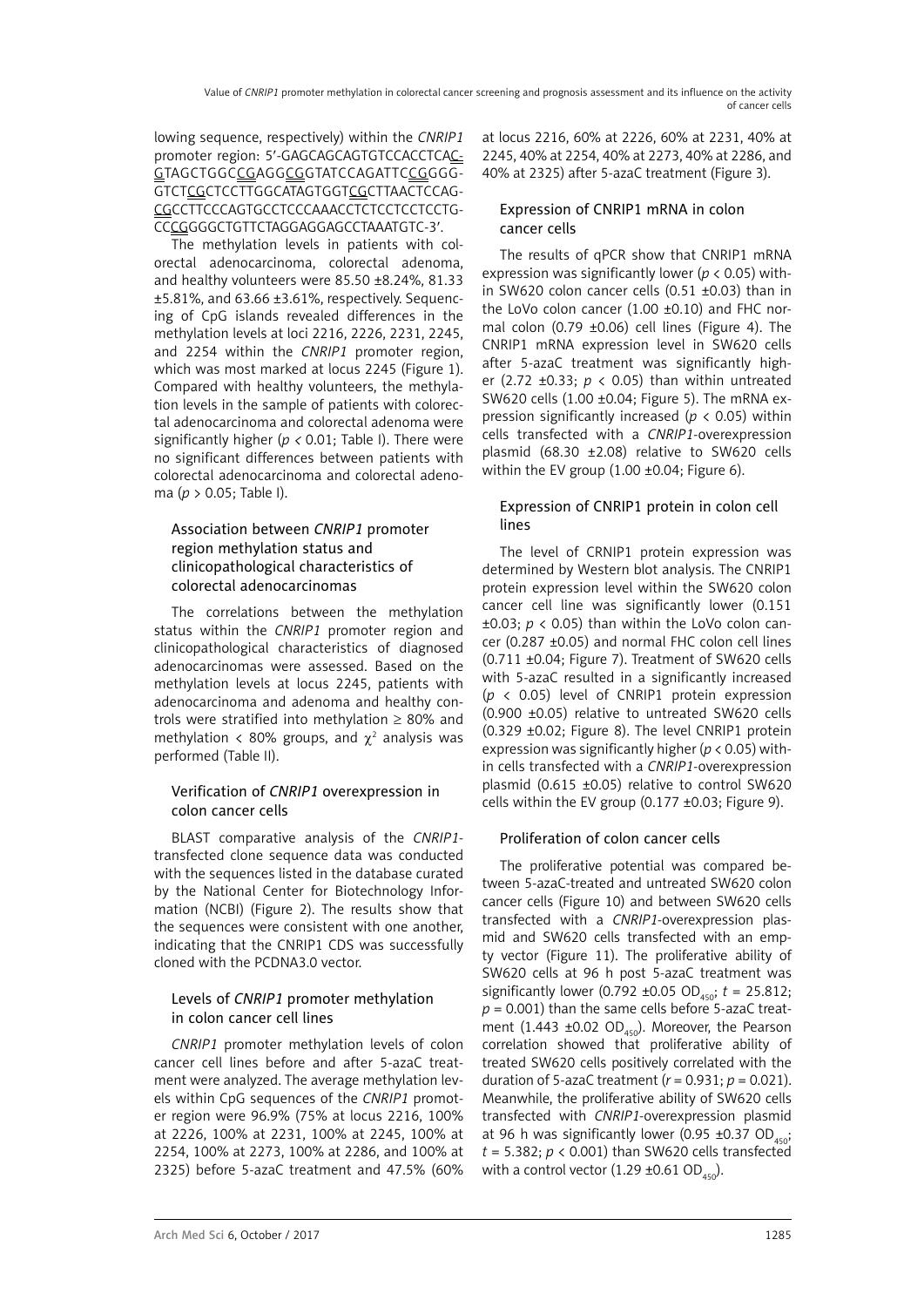lowing sequence, respectively) within the *CNRIP1* promoter region: 5'-GAGCAGCAGTGTCCACCTCAC-GTAGCTGGCCGAGGCGGTATCCAGATTCCGGGG-GTCTCGCTCCTTGGCATAGTGGTCGCTTAACTCCAG-CGCCTTCCCAGTGCCTCCCAAACCTCTCCTCCTCCTG-CCCGGGGCTGTTCTAGGAGGAGCCTAAATGTC-3'.

The methylation levels in patients with colorectal adenocarcinoma, colorectal adenoma, and healthy volunteers were 85.50 ±8.24%, 81.33 ±5.81%, and 63.66 ±3.61%, respectively. Sequencing of CpG islands revealed differences in the methylation levels at loci 2216, 2226, 2231, 2245, and 2254 within the *CNRIP1* promoter region, which was most marked at locus 2245 (Figure 1). Compared with healthy volunteers, the methylation levels in the sample of patients with colorectal adenocarcinoma and colorectal adenoma were significantly higher ($p < 0.01$; Table I). There were no significant differences between patients with colorectal adenocarcinoma and colorectal adenoma ($p > 0.05$; Table I).

### Association between *CNRIP1* promoter region methylation status and clinicopathological characteristics of colorectal adenocarcinomas

The correlations between the methylation status within the *CNRIP1* promoter region and clinicopathological characteristics of diagnosed adenocarcinomas were assessed. Based on the methylation levels at locus 2245, patients with adenocarcinoma and adenoma and healthy controls were stratified into methylation ≥ 80% and methylation < 80% groups, and $\chi^2$ analysis was performed (Table II).

### Verification of *CNRIP1* overexpression in colon cancer cells

BLAST comparative analysis of the *CNRIP1*-transfected clone sequence data was conducted with the sequences listed in the database curated by the National Center for Biotechnology Information (NCBI) (Figure 2). The results show that the sequences were consistent with one another, indicating that the CNRIP1 CDS was successfully cloned with the PCDNA3.0 vector.

### Levels of *CNRIP1* promoter methylation in colon cancer cell lines

*CNRIP1* promoter methylation levels of colon cancer cell lines before and after 5-azaC treatment were analyzed. The average methylation levels within CpG sequences of the *CNRIP1* promoter region were 96.9% (75% at locus 2216, 100% at 2226, 100% at 2231, 100% at 2245, 100% at 2254, 100% at 2273, 100% at 2286, and 100% at 2325) before 5-azaC treatment and 47.5% (60% at locus 2216, 60% at 2226, 60% at 2231, 40% at 2245, 40% at 2254, 40% at 2273, 40% at 2286, and 40% at 2325) after 5-azaC treatment (Figure 3).

### Expression of CNRIP1 mRNA in colon cancer cells

The results of qPCR show that CNRIP1 mRNA expression was significantly lower ($p < 0.05$) within SW620 colon cancer cells (0.51 ±0.03) than in the LoVo colon cancer (1.00 ±0.10) and FHC normal colon (0.79 ±0.06) cell lines (Figure 4). The CNRIP1 mRNA expression level in SW620 cells after 5-azaC treatment was significantly higher (2.72 ±0.33; $p < 0.05$) than within untreated SW620 cells (1.00 ±0.04; Figure 5). The mRNA expression significantly increased ($p < 0.05$) within cells transfected with a *CNRIP1*-overexpression plasmid (68.30 ±2.08) relative to SW620 cells within the EV group (1.00 ±0.04; Figure 6).

### Expression of CNRIP1 protein in colon cell lines

The level of CRNIP1 protein expression was determined by Western blot analysis. The CNRIP1 protein expression level within the SW620 colon cancer cell line was significantly lower (0.151 ±0.03; $p < 0.05$) than within the LoVo colon cancer (0.287 ±0.05) and normal FHC colon cell lines (0.711 ±0.04; Figure 7). Treatment of SW620 cells with 5-azaC resulted in a significantly increased ($p < 0.05$) level of CNRIP1 protein expression (0.900 ±0.05) relative to untreated SW620 cells (0.329 ±0.02; Figure 8). The level CNRIP1 protein expression was significantly higher ($p < 0.05$) within cells transfected with a *CNRIP1*-overexpression plasmid (0.615 ±0.05) relative to control SW620 cells within the EV group (0.177 ±0.03; Figure 9).

### Proliferation of colon cancer cells

The proliferative potential was compared between 5-azaC-treated and untreated SW620 colon cancer cells (Figure 10) and between SW620 cells transfected with a *CNRIP1*-overexpression plasmid and SW620 cells transfected with an empty vector (Figure 11). The proliferative ability of SW620 cells at 96 h post 5-azaC treatment was significantly lower (0.792 ±0.05 $OD_{450}$; $t = 25.812$; $p = 0.001$) than the same cells before 5-azaC treatment (1.443 ±0.02 $OD_{450}$). Moreover, the Pearson correlation showed that proliferative ability of treated SW620 cells positively correlated with the duration of 5-azaC treatment ($r = 0.931$; $p = 0.021$). Meanwhile, the proliferative ability of SW620 cells transfected with *CNRIP1*-overexpression plasmid at 96 h was significantly lower (0.95 ±0.37 $OD_{450}$; $t = 5.382$; $p < 0.001$) than SW620 cells transfected with a control vector (1.29 ±0.61 $OD_{450}$).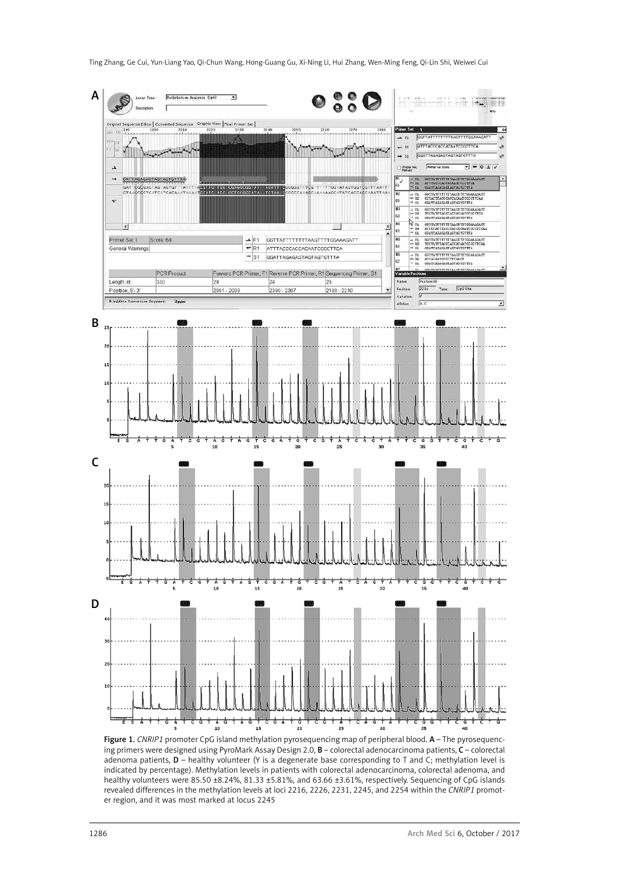**Figure 1.** *CNRIP1* promoter CpG island methylation pyrosequencing map of peripheral blood. **A** – The pyrosequencing primers were designed using PyroMark Assay Design 2.0, **B** – colorectal adenocarcinoma patients, **C** – colorectal adenoma patients, **D** – healthy volunteer (Y is a degenerate base corresponding to T and C; methylation level is indicated by percentage). Methylation levels in patients with colorectal adenocarcinoma, colorectal adenoma, and healthy volunteers were 85.50 ±8.24%, 81.33 ±5.81%, and 63.66 ±3.61%, respectively. Sequencing of CpG islands revealed differences in the methylation levels at loci 2216, 2226, 2231, 2245, and 2254 within the *CNRIP1* promoter region, and it was most marked at locus 2245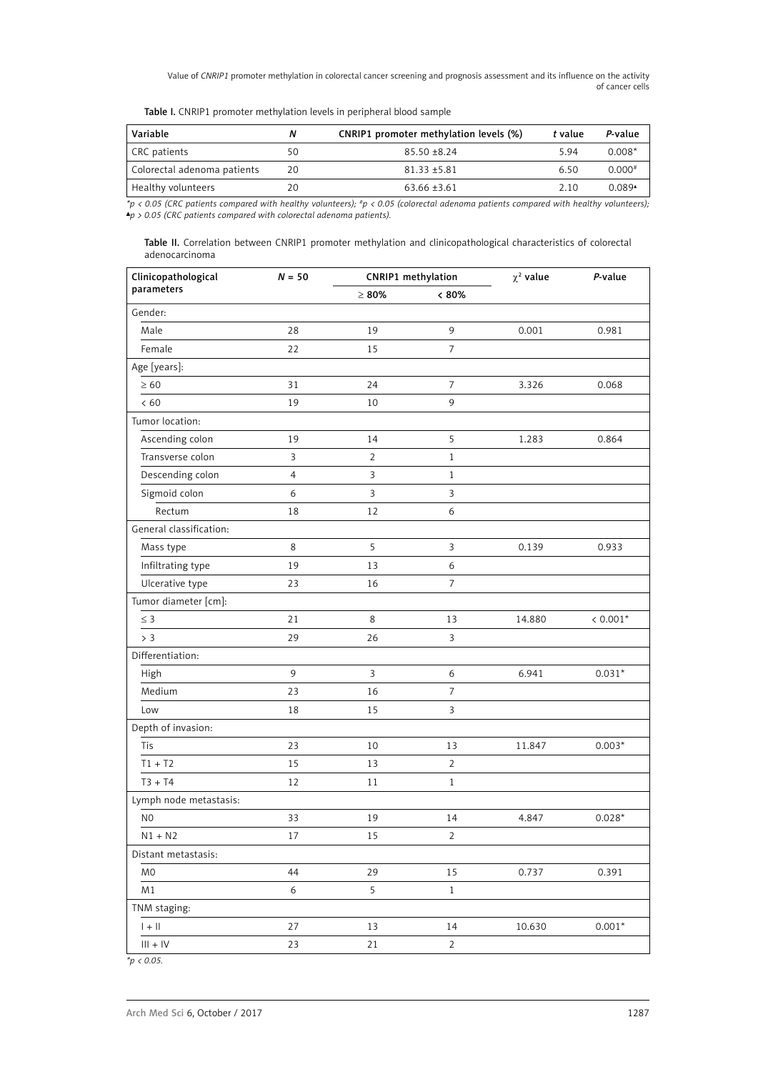Table I. CNRIP1 promoter methylation levels in peripheral blood sample

| Variable | N | CNRIP1 promoter methylation levels (%) | t value | P-value |
|---|---|---|---|---|
| CRC patients | 50 | 85.50 ±8.24 | 5.94 | 0.008* |
| Colorectal adenoma patients | 20 | 81.33 ±5.81 | 6.50 | 0.000# |
| Healthy volunteers | 20 | 63.66 ±3.61 | 2.10 | 0.089▲ |

*$p < 0.05$ (CRC patients compared with healthy volunteers); #$p < 0.05$ (colorectal adenoma patients compared with healthy volunteers); ▲$p > 0.05$ (CRC patients compared with colorectal adenoma patients).*

Table II. Correlation between CNRIP1 promoter methylation and clinicopathological characteristics of colorectal adenocarcinoma

| Clinicopathological parameters | N = 50 | CNRIP1 methylation | | $\chi^2$ value | P-value |
|---|---|---|---|---|---|
| | | ≥ 80% | < 80% | | |
| Gender: | | | | | |
| Male | 28 | 19 | 9 | 0.001 | 0.981 |
| Female | 22 | 15 | 7 | | |
| Age [years]: | | | | | |
| ≥ 60 | 31 | 24 | 7 | 3.326 | 0.068 |
| < 60 | 19 | 10 | 9 | | |
| Tumor location: | | | | | |
| Ascending colon | 19 | 14 | 5 | 1.283 | 0.864 |
| Transverse colon | 3 | 2 | 1 | | |
| Descending colon | 4 | 3 | 1 | | |
| Sigmoid colon | 6 | 3 | 3 | | |
| Rectum | 18 | 12 | 6 | | |
| General classification: | | | | | |
| Mass type | 8 | 5 | 3 | 0.139 | 0.933 |
| Infiltrating type | 19 | 13 | 6 | | |
| Ulcerative type | 23 | 16 | 7 | | |
| Tumor diameter [cm]: | | | | | |
| ≤ 3 | 21 | 8 | 13 | 14.880 | < 0.001* |
| > 3 | 29 | 26 | 3 | | |
| Differentiation: | | | | | |
| High | 9 | 3 | 6 | 6.941 | 0.031* |
| Medium | 23 | 16 | 7 | | |
| Low | 18 | 15 | 3 | | |
| Depth of invasion: | | | | | |
| Tis | 23 | 10 | 13 | 11.847 | 0.003* |
| T1 + T2 | 15 | 13 | 2 | | |
| T3 + T4 | 12 | 11 | 1 | | |
| Lymph node metastasis: | | | | | |
| N0 | 33 | 19 | 14 | 4.847 | 0.028* |
| N1 + N2 | 17 | 15 | 2 | | |
| Distant metastasis: | | | | | |
| M0 | 44 | 29 | 15 | 0.737 | 0.391 |
| M1 | 6 | 5 | 1 | | |
| TNM staging: | | | | | |
| I + II | 27 | 13 | 14 | 10.630 | 0.001* |
| III + IV | 23 | 21 | 2 | | |

*$p < 0.05$.*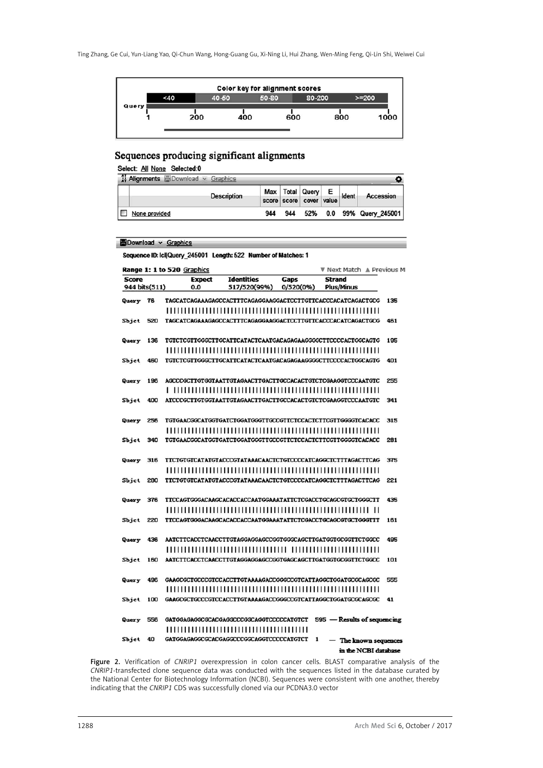Color key for alignment scores

| <40 | 40-50 | 50-80 | 80-200 | >=200 |
|---|---|---|---|---|

Query: 1, 200, 400, 600, 800, 1000

## Sequences producing significant alignments

Select: All None Selected:0

Alignments Download Graphics

| | Description | Max score | Total score | Query cover | E value | Ident | Accession |
|---|---|---|---|---|---|---|---|
| | None provided | 944 | 944 | 52% | 0.0 | 99% | Query_245001 |

Download Graphics

Sequence ID: lcl|Query_245001 Length: 522 Number of Matches: 1

Range 1: 1 to 520 Graphics ▼ Next Match ▲ Previous M

| Score | Expect | Identities | Gaps | Strand |
|---|---|---|---|---|
| 944 bits(511) | 0.0 | 517/520(99%) | 0/520(0%) | Plus/Minus |

```
Query  76   TAGCATCAGAAAGAGCCACTTTCAGAGGAAGGACTCCTTGTTCACCCACATCAGACTGCG  135
            ||||||||||||||||||||||||||||||||||||||||||||||||||||||||||||
Sbjct  520  TAGCATCAGAAAGAGCCACTTTCAGAGGAAGGACTCCTTGTTCACCCACATCAGACTGCG  461

Query  136  TGTCTCGTTGGGCTTGCATTCATACTCAATGACAGAGAAGGGGCTTCCCCACTGGCAGTG  195
            ||||||||||||||||||||||||||||||||||||||||||||||||||||||||||||
Sbjct  460  TGTCTCGTTGGGCTTGCATTCATACTCAATGACAGAGAAGGGGCTTCCCCACTGGCAGTG  401

Query  196  AGCCCGCTTGTGGTAATTGTAGAACTTGACTTGCCACACTGTCTCGAAGGTCCCAATGTC  255
            | ||||||||||||||||||||||||||||||||||||||||||||||||||||||||||
Sbjct  400  ATCCCGCTTGTGGTAATTGTAGAACTTGACTTGCCACACTGTCTCGAAGGTCCCAATGTC  341

Query  256  TGTGAACGGCATGGTGATCTGGATGGGTTGCCGTTCTCCACTCTTCGTTGGGGTCACACC  315
            ||||||||||||||||||||||||||||||||||||||||||||||||||||||||||||
Sbjct  340  TGTGAACGGCATGGTGATCTGGATGGGTTGCCGTTCTCCACTCTTCGTTGGGGTCACACC  281

Query  316  TTCTGTGTCATATGTACCCGTATAAACAACTCTGTCCCCATCAGGCTCTTTAGACTTCAG  375
            ||||||||||||||||||||||||||||||||||||||||||||||||||||||||||||
Sbjct  280  TTCTGTGTCATATGTACCCGTATAAACAACTCTGTCCCCATCAGGCTCTTTAGACTTCAG  221

Query  376  TTCCAGTGGGACAAGCACACCACCAATGGAAATATTCTCGACCTGCAGCGTGCTGGGCTT  435
            ||||||||||||||||||||||||||||||||||||||||||||||||||||||||| ||
Sbjct  220  TTCCAGTGGGACAAGCACACCACCAATGGAAATATTCTCGACCTGCAGCGTGCTGGGTTT  161

Query  436  AATCTTCACCTCAACCTTGTAGGAGGAGCCGGTGGGCAGCTTGATGGTGCGGTTCTGGCC  495
            |||||||||||||||||||||||||||||||||| |||||||||||||||||||||||||
Sbjct  160  AATCTTCACCTCAACCTTGTAGGAGGAGCCGGTGAGCAGCTTGATGGTGCGGTTCTGGCC  101

Query  496  GAAGCGCTGCCCGTCCACCTTGTAAAAGACCGGGCCGTCATTAGGCTGGATGCGCAGCGC  555
            ||||||||||||||||||||||||||||||||||||||||||||||||||||||||||||
Sbjct  100  GAAGCGCTGCCCGTCCACCTTGTAAAAGACCGGGCCGTCATTAGGCTGGATGCGCAGCGC  41

Query  556  GATGGAGAGGCGCACGAGGCCCGGCAGGTCCCCCATGTCT  595 — Results of sequencing
            ||||||||||||||||||||||||||||||||||||||||
Sbjct  40   GATGGAGAGGCGCACGAGGCCCGGCAGGTCCCCCATGTCT  1   — The known sequences in the NCBI database
```

**Figure 2.** Verification of *CNRIP1* overexpression in colon cancer cells. BLAST comparative analysis of the *CNRIP1*-transfected clone sequence data was conducted with the sequences listed in the database curated by the National Center for Biotechnology Information (NCBI). Sequences were consistent with one another, thereby indicating that the *CNRIP1* CDS was successfully cloned via our PCDNA3.0 vector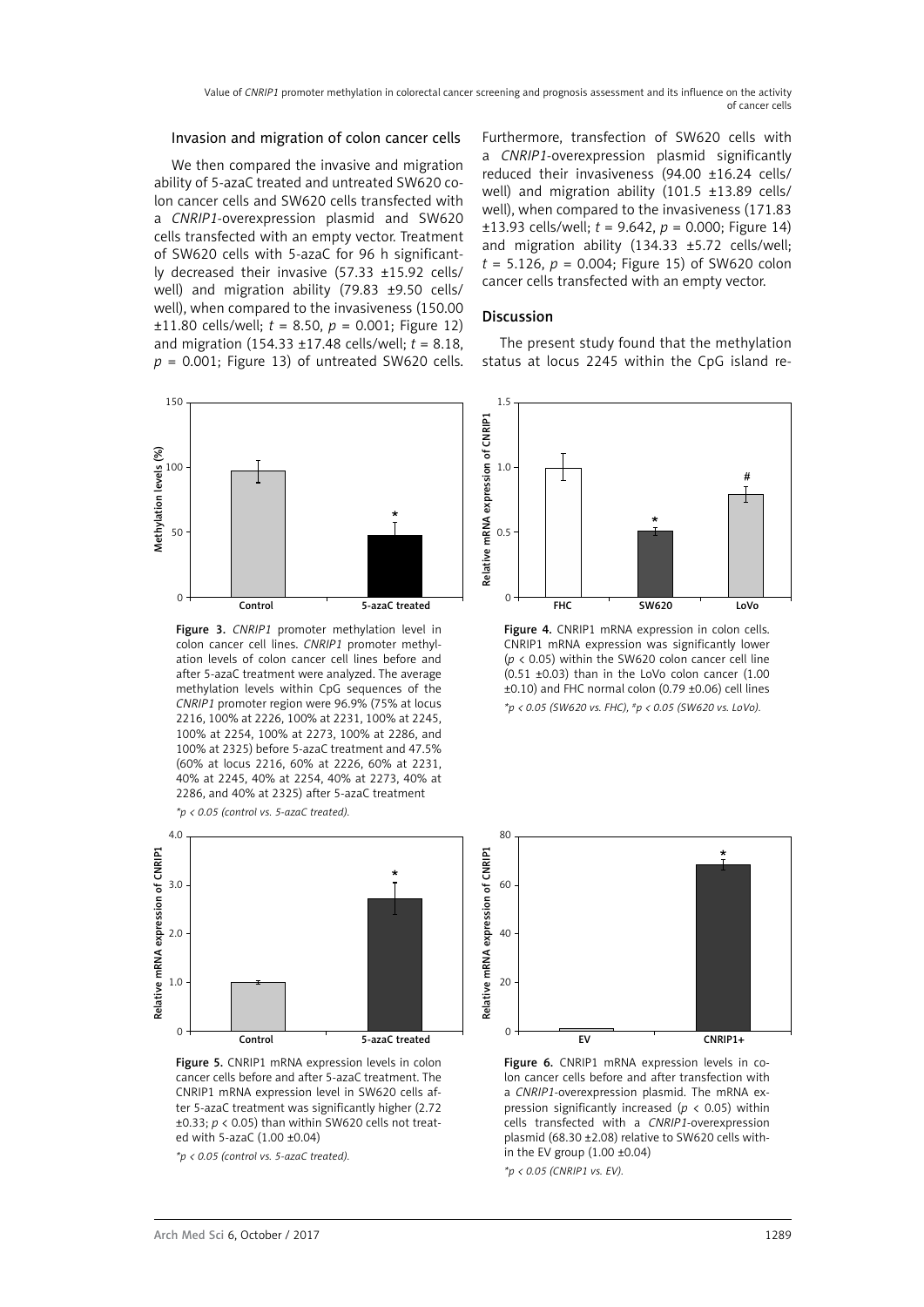### Invasion and migration of colon cancer cells

We then compared the invasive and migration ability of 5-azaC treated and untreated SW620 colon cancer cells and SW620 cells transfected with a *CNRIP1*-overexpression plasmid and SW620 cells transfected with an empty vector. Treatment of SW620 cells with 5-azaC for 96 h significantly decreased their invasive (57.33 ±15.92 cells/well) and migration ability (79.83 ±9.50 cells/well), when compared to the invasiveness (150.00 ±11.80 cells/well; $t$ = 8.50, $p$ = 0.001; Figure 12) and migration (154.33 ±17.48 cells/well; $t$ = 8.18, $p$ = 0.001; Figure 13) of untreated SW620 cells. Furthermore, transfection of SW620 cells with a *CNRIP1*-overexpression plasmid significantly reduced their invasiveness (94.00 ±16.24 cells/well) and migration ability (101.5 ±13.89 cells/well), when compared to the invasiveness (171.83 ±13.93 cells/well; $t$ = 9.642, $p$ = 0.000; Figure 14) and migration ability (134.33 ±5.72 cells/well; $t$ = 5.126, $p$ = 0.004; Figure 15) of SW620 colon cancer cells transfected with an empty vector.

## Discussion

The present study found that the methylation status at locus 2245 within the CpG island re-

**Figure 3.** *CNRIP1* promoter methylation level in colon cancer cell lines. *CNRIP1* promoter methylation levels of colon cancer cell lines before and after 5-azaC treatment were analyzed. The average methylation levels within CpG sequences of the *CNRIP1* promoter region were 96.9% (75% at locus 2216, 100% at 2226, 100% at 2231, 100% at 2245, 100% at 2254, 100% at 2273, 100% at 2286, and 100% at 2325) before 5-azaC treatment and 47.5% (60% at locus 2216, 60% at 2226, 60% at 2231, 40% at 2245, 40% at 2254, 40% at 2273, 40% at 2286, and 40% at 2325) after 5-azaC treatment

*\*p < 0.05 (control vs. 5-azaC treated).*

**Figure 4.** CNRIP1 mRNA expression in colon cells. CNRIP1 mRNA expression was significantly lower ($p$ < 0.05) within the SW620 colon cancer cell line (0.51 ±0.03) than in the LoVo colon cancer (1.00 ±0.10) and FHC normal colon (0.79 ±0.06) cell lines

*\*p < 0.05 (SW620 vs. FHC), #p < 0.05 (SW620 vs. LoVo).*

**Figure 5.** CNRIP1 mRNA expression levels in colon cancer cells before and after 5-azaC treatment. The CNRIP1 mRNA expression level in SW620 cells after 5-azaC treatment was significantly higher (2.72 ±0.33; $p$ < 0.05) than within SW620 cells not treated with 5-azaC (1.00 ±0.04)

*\*p < 0.05 (control vs. 5-azaC treated).*

**Figure 6.** CNRIP1 mRNA expression levels in colon cancer cells before and after transfection with a *CNRIP1*-overexpression plasmid. The mRNA expression significantly increased ($p$ < 0.05) within cells transfected with a *CNRIP1*-overexpression plasmid (68.30 ±2.08) relative to SW620 cells within the EV group (1.00 ±0.04)

*\*p < 0.05 (CNRIP1 vs. EV).*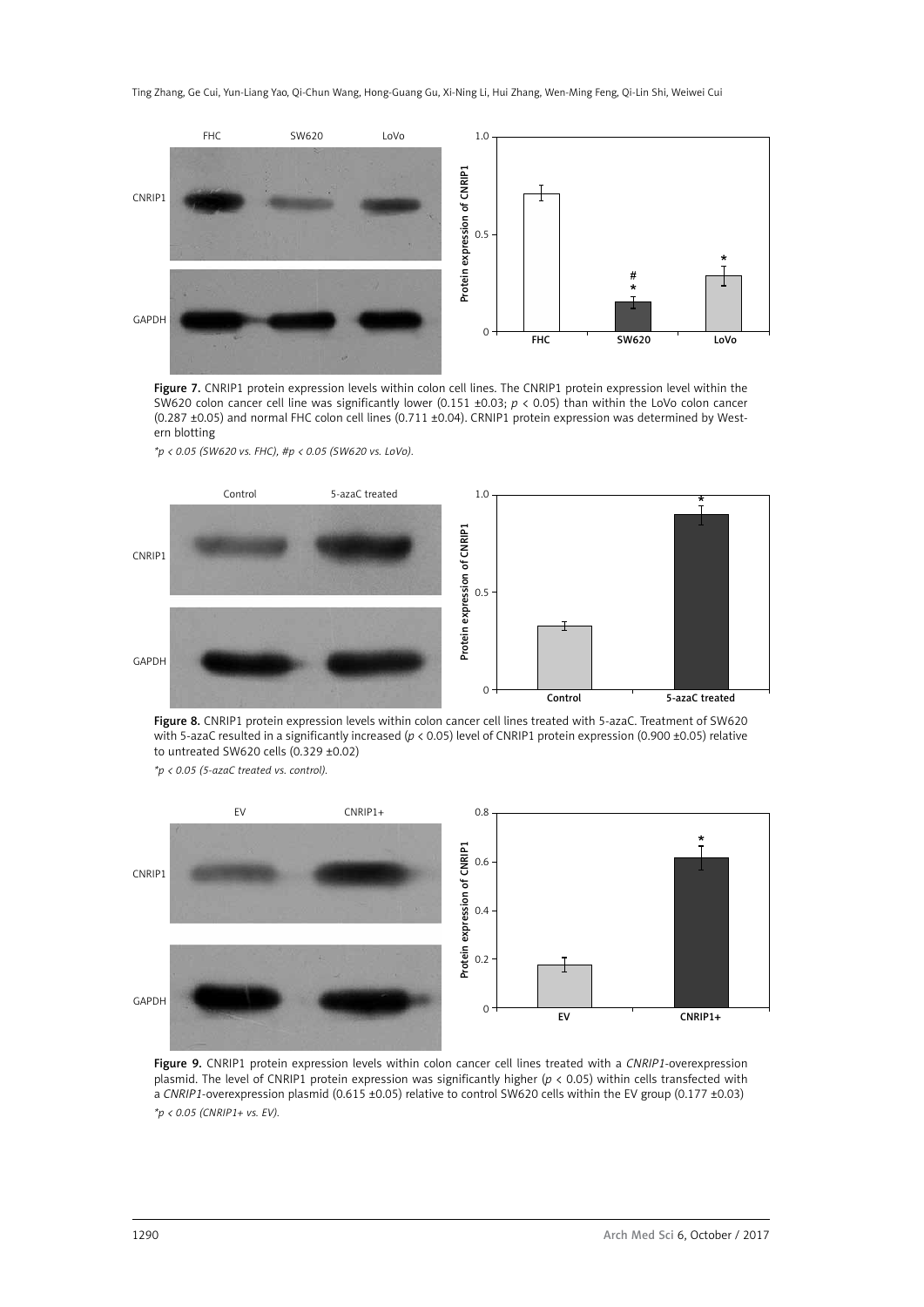**Figure 7.** CNRIP1 protein expression levels within colon cell lines. The CNRIP1 protein expression level within the SW620 colon cancer cell line was significantly lower (0.151 ±0.03; $p < 0.05$) than within the LoVo colon cancer (0.287 ±0.05) and normal FHC colon cell lines (0.711 ±0.04). CRNIP1 protein expression was determined by Western blotting

*\*p < 0.05 (SW620 vs. FHC), #p < 0.05 (SW620 vs. LoVo).*

**Figure 8.** CNRIP1 protein expression levels within colon cancer cell lines treated with 5-azaC. Treatment of SW620 with 5-azaC resulted in a significantly increased ($p < 0.05$) level of CNRIP1 protein expression (0.900 ±0.05) relative to untreated SW620 cells (0.329 ±0.02)

*\*p < 0.05 (5-azaC treated vs. control).*

**Figure 9.** CNRIP1 protein expression levels within colon cancer cell lines treated with a *CNRIP1*-overexpression plasmid. The level of CNRIP1 protein expression was significantly higher ($p < 0.05$) within cells transfected with a *CNRIP1*-overexpression plasmid (0.615 ±0.05) relative to control SW620 cells within the EV group (0.177 ±0.03)

*\*p < 0.05 (CNRIP1+ vs. EV).*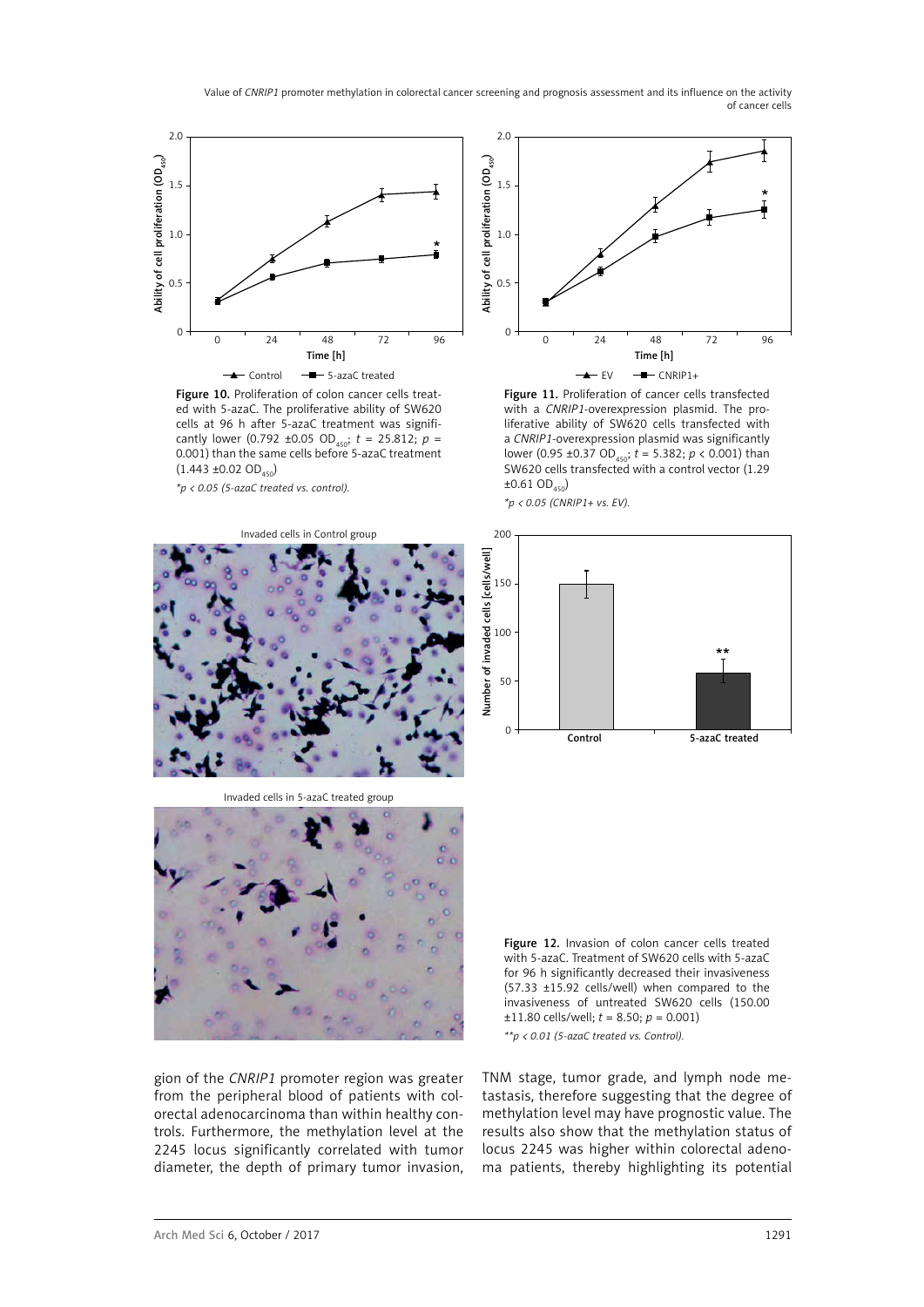Figure 10. Proliferation of colon cancer cells treated with 5-azaC. The proliferative ability of SW620 cells at 96 h after 5-azaC treatment was significantly lower (0.792 ±0.05 $OD_{450}$; $t$ = 25.812; $p$ = 0.001) than the same cells before 5-azaC treatment (1.443 ±0.02 $OD_{450}$)

*$p < 0.05$ (5-azaC treated vs. control).*

Figure 11. Proliferation of cancer cells transfected with a *CNRIP1*-overexpression plasmid. The proliferative ability of SW620 cells transfected with a *CNRIP1*-overexpression plasmid was significantly lower (0.95 ±0.37 $OD_{450}$; $t$ = 5.382; $p$ < 0.001) than SW620 cells transfected with a control vector (1.29 ±0.61 $OD_{450}$)

*$p < 0.05$ (CNRIP1+ vs. EV).*

Figure 12. Invasion of colon cancer cells treated with 5-azaC. Treatment of SW620 cells with 5-azaC for 96 h significantly decreased their invasiveness (57.33 ±15.92 cells/well) when compared to the invasiveness of untreated SW620 cells (150.00 ±11.80 cells/well; $t$ = 8.50; $p$ = 0.001)

**$p < 0.01$ (5-azaC treated vs. Control).*

gion of the *CNRIP1* promoter region was greater from the peripheral blood of patients with colorectal adenocarcinoma than within healthy controls. Furthermore, the methylation level at the 2245 locus significantly correlated with tumor diameter, the depth of primary tumor invasion, TNM stage, tumor grade, and lymph node metastasis, therefore suggesting that the degree of methylation level may have prognostic value. The results also show that the methylation status of locus 2245 was higher within colorectal adenoma patients, thereby highlighting its potential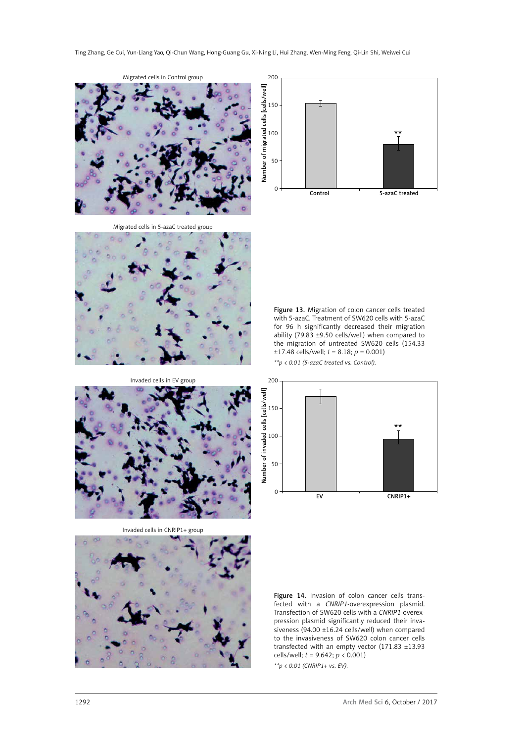Migrated cells in Control group

Migrated cells in 5-azaC treated group

**Figure 13.** Migration of colon cancer cells treated with 5-azaC. Treatment of SW620 cells with 5-azaC for 96 h significantly decreased their migration ability (79.83 ±9.50 cells/well) when compared to the migration of untreated SW620 cells (154.33 ±17.48 cells/well; $t = 8.18$; $p = 0.001$)

*\*\*p < 0.01 (5-azaC treated vs. Control).*

Invaded cells in EV group

Invaded cells in CNRIP1+ group

**Figure 14.** Invasion of colon cancer cells transfected with a *CNRIP1*-overexpression plasmid. Transfection of SW620 cells with a *CNRIP1*-overexpression plasmid significantly reduced their invasiveness (94.00 ±16.24 cells/well) when compared to the invasiveness of SW620 colon cancer cells transfected with an empty vector (171.83 ±13.93 cells/well; $t = 9.642$; $p < 0.001$)

*\*\*p < 0.01 (CNRIP1+ vs. EV).*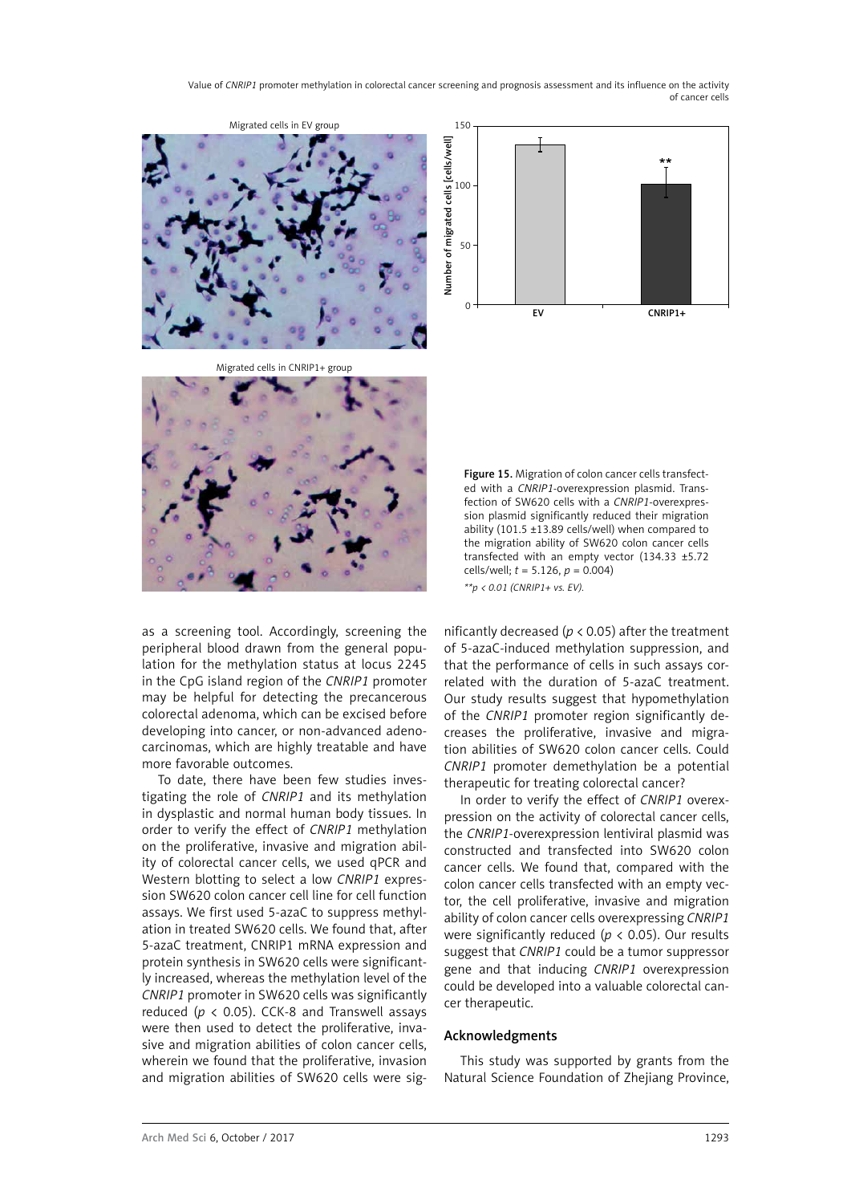Figure 15. Migration of colon cancer cells transfected with a *CNRIP1*-overexpression plasmid. Transfection of SW620 cells with a *CNRIP1*-overexpression plasmid significantly reduced their migration ability (101.5 ±13.89 cells/well) when compared to the migration ability of SW620 colon cancer cells transfected with an empty vector (134.33 ±5.72 cells/well; $t$ = 5.126, $p$ = 0.004)

*\*\*p < 0.01 (CNRIP1+ vs. EV).*

as a screening tool. Accordingly, screening the peripheral blood drawn from the general population for the methylation status at locus 2245 in the CpG island region of the *CNRIP1* promoter may be helpful for detecting the precancerous colorectal adenoma, which can be excised before developing into cancer, or non-advanced adenocarcinomas, which are highly treatable and have more favorable outcomes.

To date, there have been few studies investigating the role of *CNRIP1* and its methylation in dysplastic and normal human body tissues. In order to verify the effect of *CNRIP1* methylation on the proliferative, invasive and migration ability of colorectal cancer cells, we used qPCR and Western blotting to select a low *CNRIP1* expression SW620 colon cancer cell line for cell function assays. We first used 5-azaC to suppress methylation in treated SW620 cells. We found that, after 5-azaC treatment, CNRIP1 mRNA expression and protein synthesis in SW620 cells were significantly increased, whereas the methylation level of the *CNRIP1* promoter in SW620 cells was significantly reduced ($p$ < 0.05). CCK-8 and Transwell assays were then used to detect the proliferative, invasive and migration abilities of colon cancer cells, wherein we found that the proliferative, invasion and migration abilities of SW620 cells were significantly decreased ($p$ < 0.05) after the treatment of 5-azaC-induced methylation suppression, and that the performance of cells in such assays correlated with the duration of 5-azaC treatment. Our study results suggest that hypomethylation of the *CNRIP1* promoter region significantly decreases the proliferative, invasive and migration abilities of SW620 colon cancer cells. Could *CNRIP1* promoter demethylation be a potential therapeutic for treating colorectal cancer?

In order to verify the effect of *CNRIP1* overexpression on the activity of colorectal cancer cells, the *CNRIP1*-overexpression lentiviral plasmid was constructed and transfected into SW620 colon cancer cells. We found that, compared with the colon cancer cells transfected with an empty vector, the cell proliferative, invasive and migration ability of colon cancer cells overexpressing *CNRIP1* were significantly reduced ($p$ < 0.05). Our results suggest that *CNRIP1* could be a tumor suppressor gene and that inducing *CNRIP1* overexpression could be developed into a valuable colorectal cancer therapeutic.

## Acknowledgments

This study was supported by grants from the Natural Science Foundation of Zhejiang Province,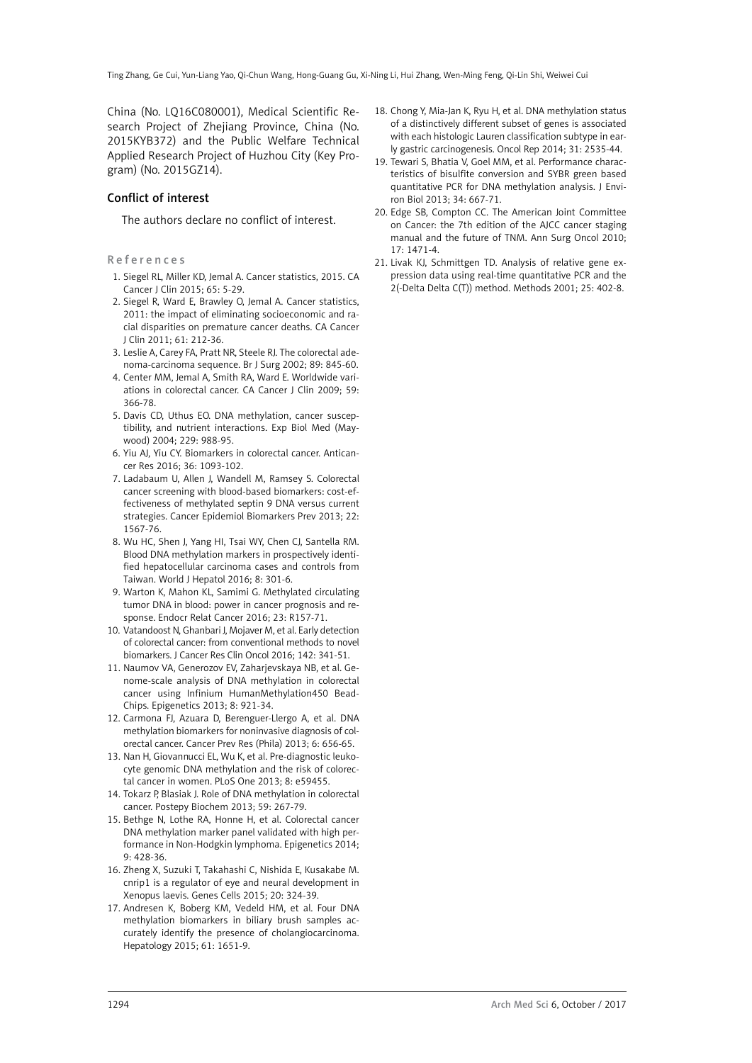China (No. LQ16C080001), Medical Scientific Research Project of Zhejiang Province, China (No. 2015KYB372) and the Public Welfare Technical Applied Research Project of Huzhou City (Key Program) (No. 2015GZ14).

## Conflict of interest

The authors declare no conflict of interest.

## References

1. Siegel RL, Miller KD, Jemal A. Cancer statistics, 2015. CA Cancer J Clin 2015; 65: 5-29.
2. Siegel R, Ward E, Brawley O, Jemal A. Cancer statistics, 2011: the impact of eliminating socioeconomic and racial disparities on premature cancer deaths. CA Cancer J Clin 2011; 61: 212-36.
3. Leslie A, Carey FA, Pratt NR, Steele RJ. The colorectal adenoma-carcinoma sequence. Br J Surg 2002; 89: 845-60.
4. Center MM, Jemal A, Smith RA, Ward E. Worldwide variations in colorectal cancer. CA Cancer J Clin 2009; 59: 366-78.
5. Davis CD, Uthus EO. DNA methylation, cancer susceptibility, and nutrient interactions. Exp Biol Med (Maywood) 2004; 229: 988-95.
6. Yiu AJ, Yiu CY. Biomarkers in colorectal cancer. Anticancer Res 2016; 36: 1093-102.
7. Ladabaum U, Allen J, Wandell M, Ramsey S. Colorectal cancer screening with blood-based biomarkers: cost-effectiveness of methylated septin 9 DNA versus current strategies. Cancer Epidemiol Biomarkers Prev 2013; 22: 1567-76.
8. Wu HC, Shen J, Yang HI, Tsai WY, Chen CJ, Santella RM. Blood DNA methylation markers in prospectively identified hepatocellular carcinoma cases and controls from Taiwan. World J Hepatol 2016; 8: 301-6.
9. Warton K, Mahon KL, Samimi G. Methylated circulating tumor DNA in blood: power in cancer prognosis and response. Endocr Relat Cancer 2016; 23: R157-71.
10. Vatandoost N, Ghanbari J, Mojaver M, et al. Early detection of colorectal cancer: from conventional methods to novel biomarkers. J Cancer Res Clin Oncol 2016; 142: 341-51.
11. Naumov VA, Generozov EV, Zaharjevskaya NB, et al. Genome-scale analysis of DNA methylation in colorectal cancer using Infinium HumanMethylation450 BeadChips. Epigenetics 2013; 8: 921-34.
12. Carmona FJ, Azuara D, Berenguer-Llergo A, et al. DNA methylation biomarkers for noninvasive diagnosis of colorectal cancer. Cancer Prev Res (Phila) 2013; 6: 656-65.
13. Nan H, Giovannucci EL, Wu K, et al. Pre-diagnostic leukocyte genomic DNA methylation and the risk of colorectal cancer in women. PLoS One 2013; 8: e59455.
14. Tokarz P, Blasiak J. Role of DNA methylation in colorectal cancer. Postepy Biochem 2013; 59: 267-79.
15. Bethge N, Lothe RA, Honne H, et al. Colorectal cancer DNA methylation marker panel validated with high performance in Non-Hodgkin lymphoma. Epigenetics 2014; 9: 428-36.
16. Zheng X, Suzuki T, Takahashi C, Nishida E, Kusakabe M. cnrip1 is a regulator of eye and neural development in Xenopus laevis. Genes Cells 2015; 20: 324-39.
17. Andresen K, Boberg KM, Vedeld HM, et al. Four DNA methylation biomarkers in biliary brush samples accurately identify the presence of cholangiocarcinoma. Hepatology 2015; 61: 1651-9.
18. Chong Y, Mia-Jan K, Ryu H, et al. DNA methylation status of a distinctively different subset of genes is associated with each histologic Lauren classification subtype in early gastric carcinogenesis. Oncol Rep 2014; 31: 2535-44.
19. Tewari S, Bhatia V, Goel MM, et al. Performance characteristics of bisulfite conversion and SYBR green based quantitative PCR for DNA methylation analysis. J Environ Biol 2013; 34: 667-71.
20. Edge SB, Compton CC. The American Joint Committee on Cancer: the 7th edition of the AJCC cancer staging manual and the future of TNM. Ann Surg Oncol 2010; 17: 1471-4.
21. Livak KJ, Schmittgen TD. Analysis of relative gene expression data using real-time quantitative PCR and the 2(-Delta Delta C(T)) method. Methods 2001; 25: 402-8.